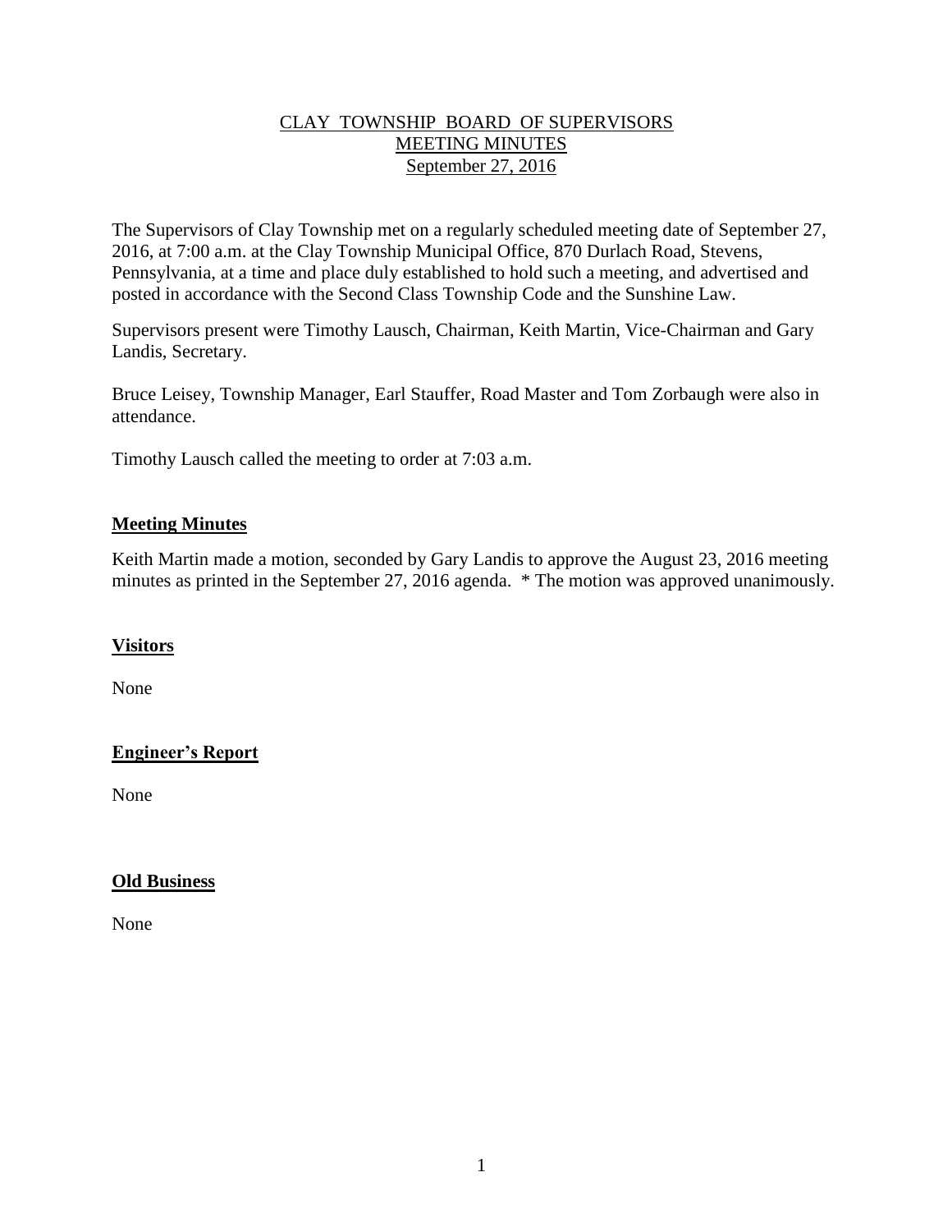# CLAY TOWNSHIP BOARD OF SUPERVISORS
## MEETING MINUTES
### September 27, 2016

The Supervisors of Clay Township met on a regularly scheduled meeting date of September 27, 2016, at 7:00 a.m. at the Clay Township Municipal Office, 870 Durlach Road, Stevens, Pennsylvania, at a time and place duly established to hold such a meeting, and advertised and posted in accordance with the Second Class Township Code and the Sunshine Law.

Supervisors present were Timothy Lausch, Chairman, Keith Martin, Vice-Chairman and Gary Landis, Secretary.

Bruce Leisey, Township Manager, Earl Stauffer, Road Master and Tom Zorbaugh were also in attendance.

Timothy Lausch called the meeting to order at 7:03 a.m.

**Meeting Minutes**

Keith Martin made a motion, seconded by Gary Landis to approve the August 23, 2016 meeting minutes as printed in the September 27, 2016 agenda. * The motion was approved unanimously.

**Visitors**

None

**Engineer's Report**

None

**Old Business**

None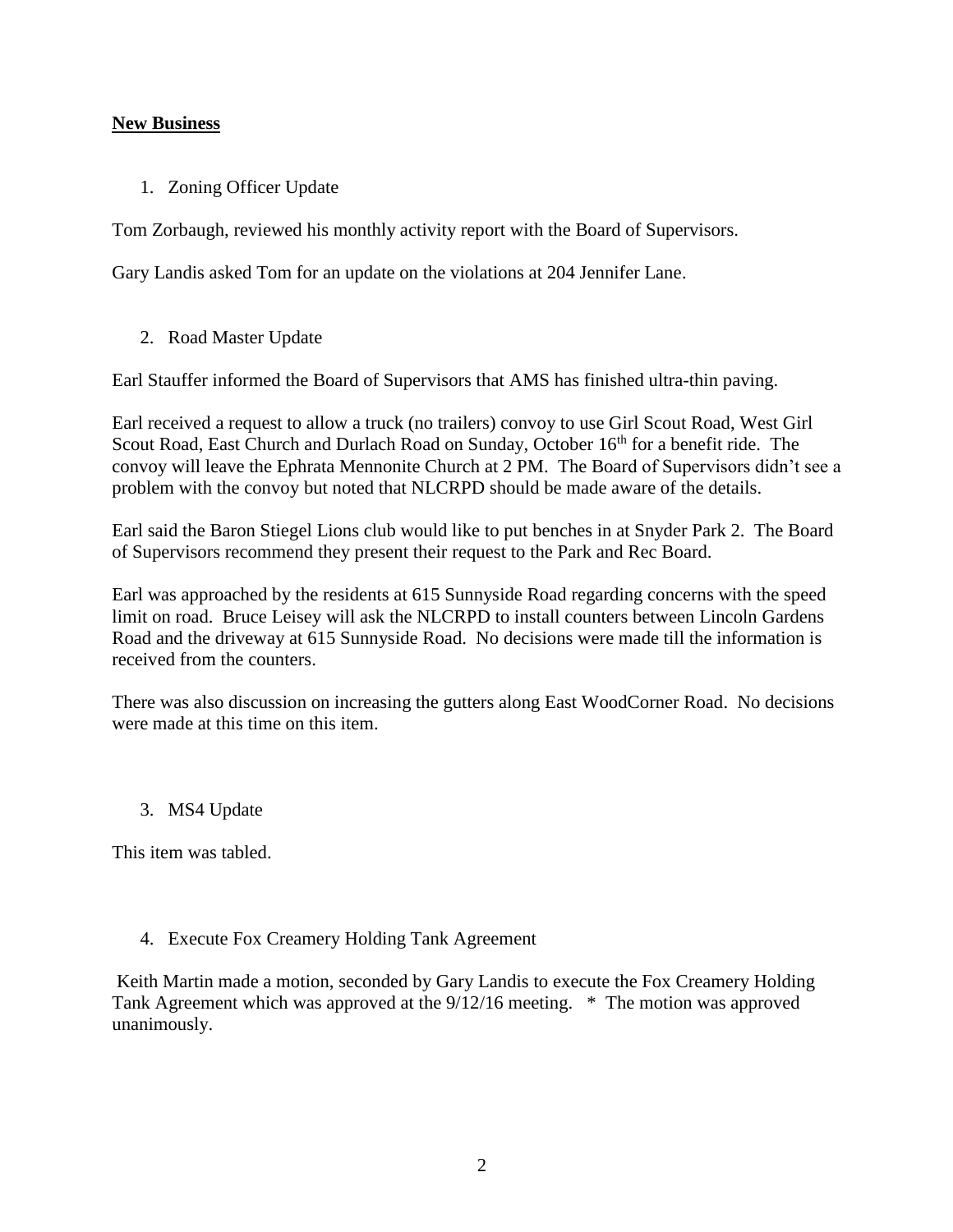## New Business

1. Zoning Officer Update

Tom Zorbaugh, reviewed his monthly activity report with the Board of Supervisors.

Gary Landis asked Tom for an update on the violations at 204 Jennifer Lane.

2. Road Master Update

Earl Stauffer informed the Board of Supervisors that AMS has finished ultra-thin paving.

Earl received a request to allow a truck (no trailers) convoy to use Girl Scout Road, West Girl Scout Road, East Church and Durlach Road on Sunday, October 16th for a benefit ride. The convoy will leave the Ephrata Mennonite Church at 2 PM. The Board of Supervisors didn't see a problem with the convoy but noted that NLCRPD should be made aware of the details.

Earl said the Baron Stiegel Lions club would like to put benches in at Snyder Park 2. The Board of Supervisors recommend they present their request to the Park and Rec Board.

Earl was approached by the residents at 615 Sunnyside Road regarding concerns with the speed limit on road. Bruce Leisey will ask the NLCRPD to install counters between Lincoln Gardens Road and the driveway at 615 Sunnyside Road. No decisions were made till the information is received from the counters.

There was also discussion on increasing the gutters along East WoodCorner Road. No decisions were made at this time on this item.

3. MS4 Update

This item was tabled.

4. Execute Fox Creamery Holding Tank Agreement

Keith Martin made a motion, seconded by Gary Landis to execute the Fox Creamery Holding Tank Agreement which was approved at the 9/12/16 meeting. * The motion was approved unanimously.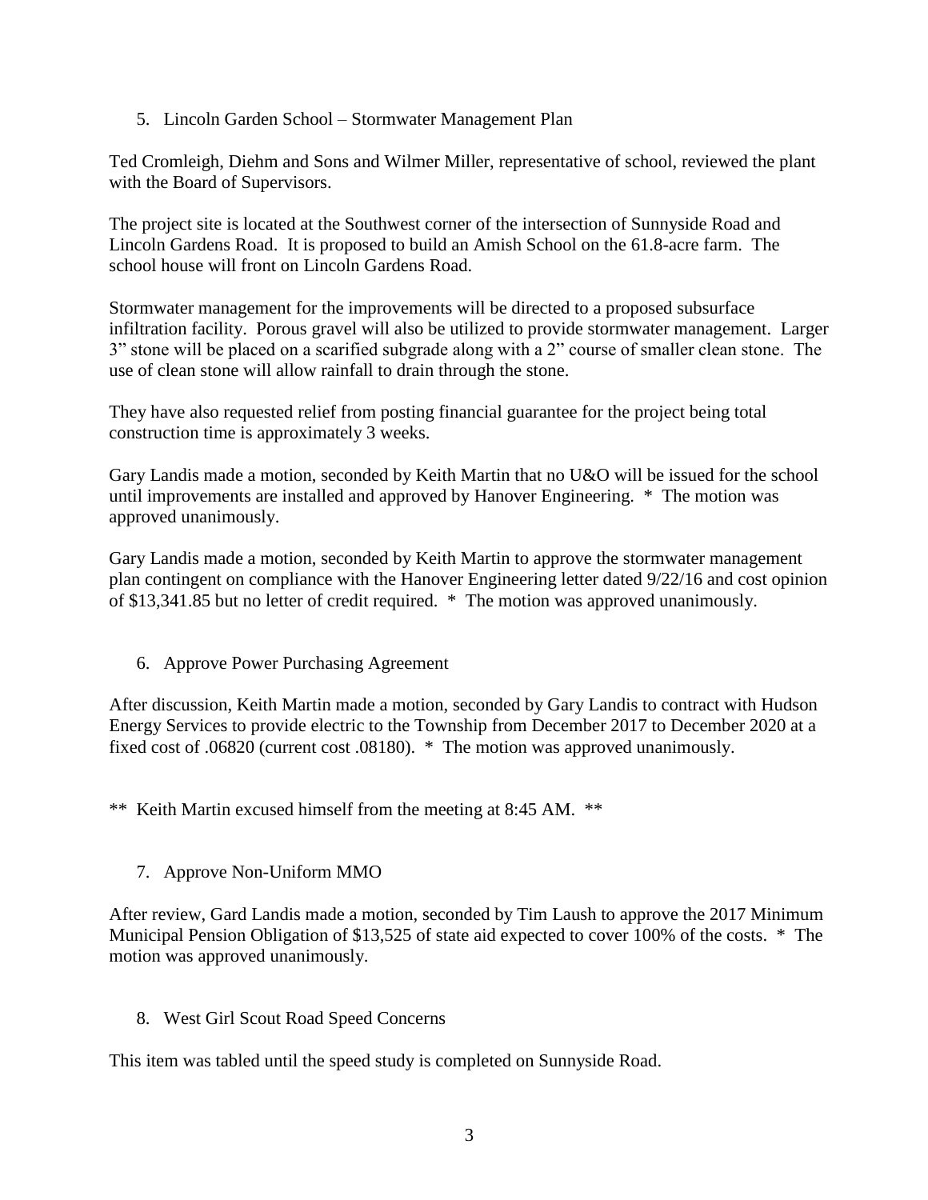5. Lincoln Garden School – Stormwater Management Plan

Ted Cromleigh, Diehm and Sons and Wilmer Miller, representative of school, reviewed the plant with the Board of Supervisors.

The project site is located at the Southwest corner of the intersection of Sunnyside Road and Lincoln Gardens Road. It is proposed to build an Amish School on the 61.8-acre farm. The school house will front on Lincoln Gardens Road.

Stormwater management for the improvements will be directed to a proposed subsurface infiltration facility. Porous gravel will also be utilized to provide stormwater management. Larger 3" stone will be placed on a scarified subgrade along with a 2" course of smaller clean stone. The use of clean stone will allow rainfall to drain through the stone.

They have also requested relief from posting financial guarantee for the project being total construction time is approximately 3 weeks.

Gary Landis made a motion, seconded by Keith Martin that no U&O will be issued for the school until improvements are installed and approved by Hanover Engineering. * The motion was approved unanimously.

Gary Landis made a motion, seconded by Keith Martin to approve the stormwater management plan contingent on compliance with the Hanover Engineering letter dated 9/22/16 and cost opinion of $13,341.85 but no letter of credit required. * The motion was approved unanimously.

6. Approve Power Purchasing Agreement

After discussion, Keith Martin made a motion, seconded by Gary Landis to contract with Hudson Energy Services to provide electric to the Township from December 2017 to December 2020 at a fixed cost of .06820 (current cost .08180). * The motion was approved unanimously.

** Keith Martin excused himself from the meeting at 8:45 AM. **

7. Approve Non-Uniform MMO

After review, Gard Landis made a motion, seconded by Tim Laush to approve the 2017 Minimum Municipal Pension Obligation of $13,525 of state aid expected to cover 100% of the costs. * The motion was approved unanimously.

8. West Girl Scout Road Speed Concerns

This item was tabled until the speed study is completed on Sunnyside Road.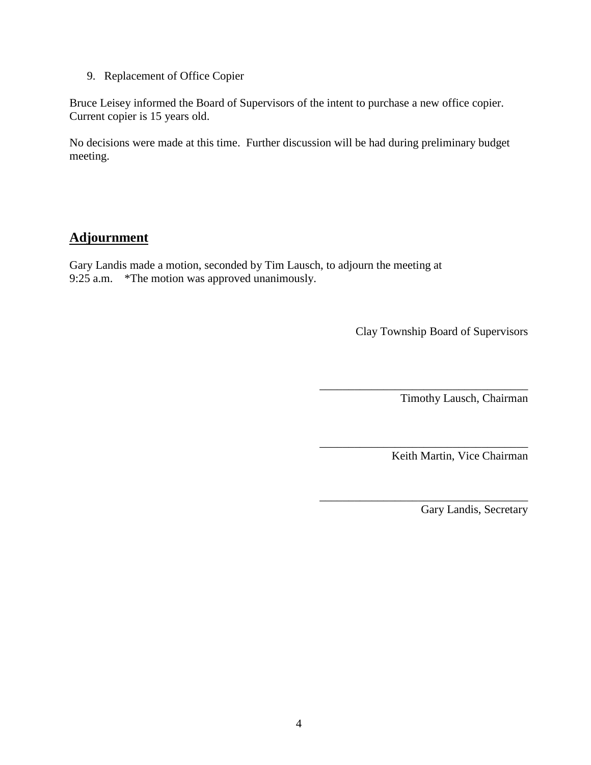9. Replacement of Office Copier

Bruce Leisey informed the Board of Supervisors of the intent to purchase a new office copier. Current copier is 15 years old.

No decisions were made at this time. Further discussion will be had during preliminary budget meeting.

## Adjournment

Gary Landis made a motion, seconded by Tim Lausch, to adjourn the meeting at 9:25 a.m. *The motion was approved unanimously.

Clay Township Board of Supervisors

____________________________________
Timothy Lausch, Chairman

____________________________________
Keith Martin, Vice Chairman

____________________________________
Gary Landis, Secretary